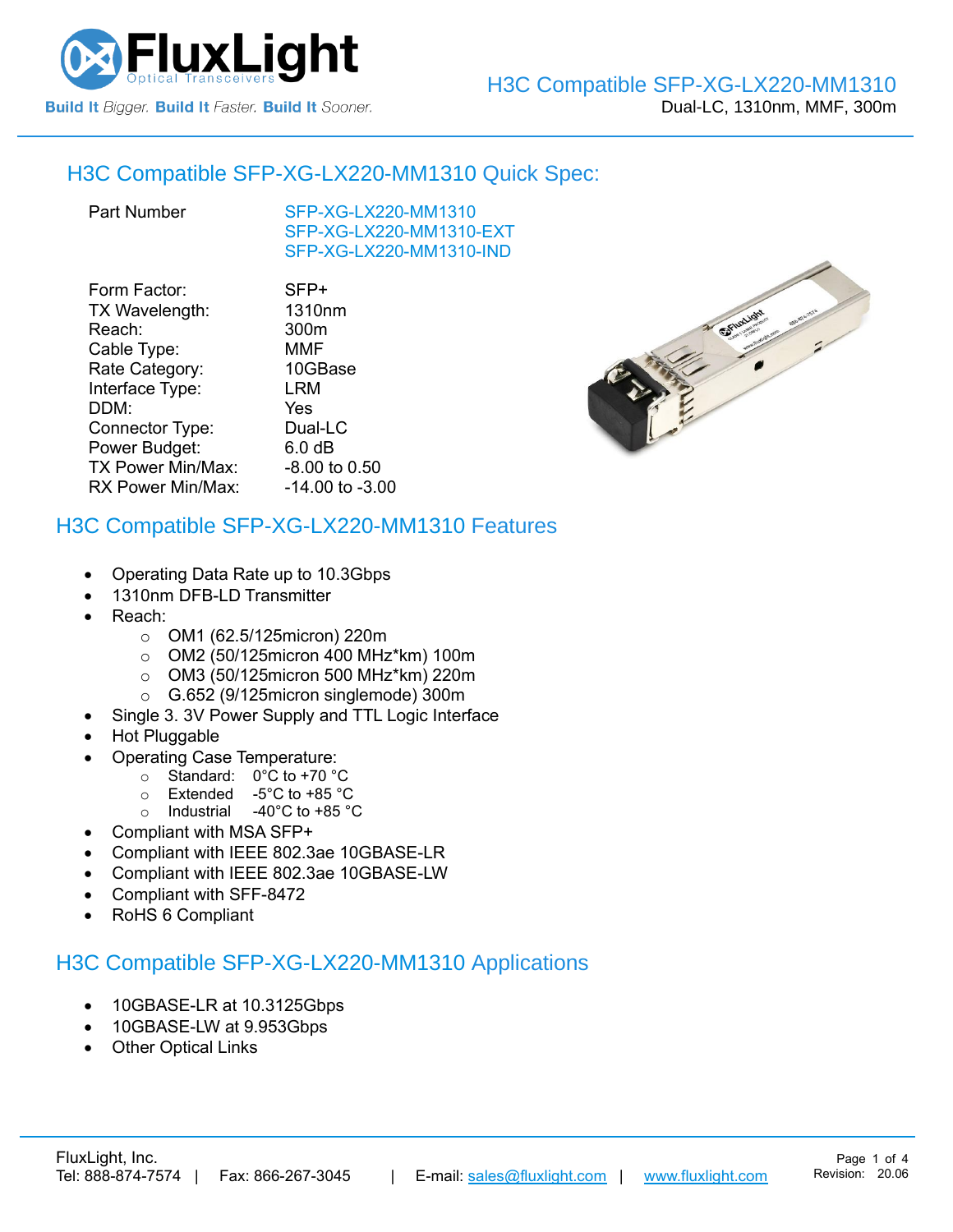# H3C Compatible SFP-XG-LX220-MM1310

Dual-LC, 1310nm, MMF, 300m

## H3C Compatible SFP-XG-LX220-MM1310 Quick Spec:

| Part Number | SFP-XG-LX220-MM1310<br>SFP-XG-LX220-MM1310-EXT<br>SFP-XG-LX220-MM1310-IND |
|---|---|
| Form Factor: | SFP+ |
| TX Wavelength: | 1310nm |
| Reach: | 300m |
| Cable Type: | MMF |
| Rate Category: | 10GBase |
| Interface Type: | LRM |
| DDM: | Yes |
| Connector Type: | Dual-LC |
| Power Budget: | 6.0 dB |
| TX Power Min/Max: | -8.00 to 0.50 |
| RX Power Min/Max: | -14.00 to -3.00 |

## H3C Compatible SFP-XG-LX220-MM1310 Features

- Operating Data Rate up to 10.3Gbps
- 1310nm DFB-LD Transmitter
- Reach:
  - OM1 (62.5/125micron) 220m
  - OM2 (50/125micron 400 MHz*km) 100m
  - OM3 (50/125micron 500 MHz*km) 220m
  - G.652 (9/125micron singlemode) 300m
- Single 3. 3V Power Supply and TTL Logic Interface
- Hot Pluggable
- Operating Case Temperature:
  - Standard: 0°C to +70 °C
  - Extended -5°C to +85 °C
  - Industrial -40°C to +85 °C
- Compliant with MSA SFP+
- Compliant with IEEE 802.3ae 10GBASE-LR
- Compliant with IEEE 802.3ae 10GBASE-LW
- Compliant with SFF-8472
- RoHS 6 Compliant

## H3C Compatible SFP-XG-LX220-MM1310 Applications

- 10GBASE-LR at 10.3125Gbps
- 10GBASE-LW at 9.953Gbps
- Other Optical Links

FluxLight, Inc.
Tel: 888-874-7574 | Fax: 866-267-3045 | E-mail: sales@fluxlight.com | www.fluxlight.com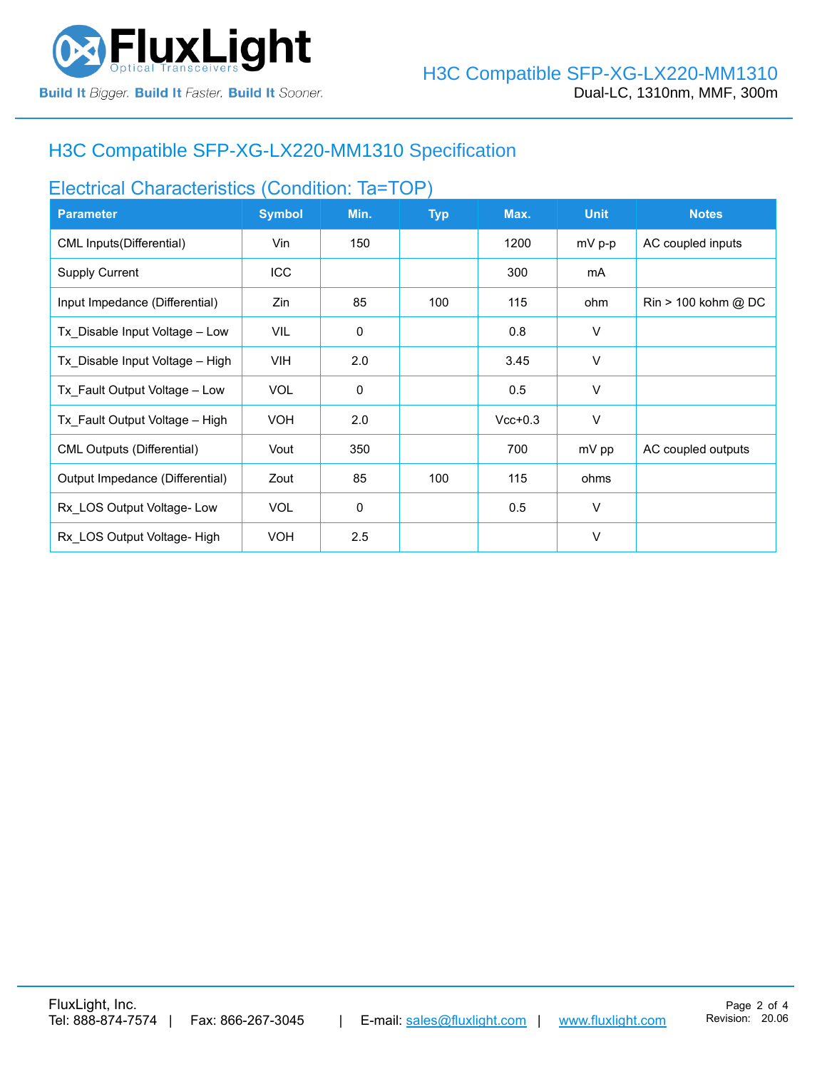## H3C Compatible SFP-XG-LX220-MM1310 Specification

### Electrical Characteristics (Condition: Ta=TOP)

| Parameter | Symbol | Min. | Typ | Max. | Unit | Notes |
|---|---|---|---|---|---|---|
| CML Inputs(Differential) | Vin | 150 | | 1200 | mV p-p | AC coupled inputs |
| Supply Current | ICC | | | 300 | mA | |
| Input Impedance (Differential) | Zin | 85 | 100 | 115 | ohm | Rin > 100 kohm @ DC |
| Tx_Disable Input Voltage – Low | VIL | 0 | | 0.8 | V | |
| Tx_Disable Input Voltage – High | VIH | 2.0 | | 3.45 | V | |
| Tx_Fault Output Voltage – Low | VOL | 0 | | 0.5 | V | |
| Tx_Fault Output Voltage – High | VOH | 2.0 | | Vcc+0.3 | V | |
| CML Outputs (Differential) | Vout | 350 | | 700 | mV pp | AC coupled outputs |
| Output Impedance (Differential) | Zout | 85 | 100 | 115 | ohms | |
| Rx_LOS Output Voltage- Low | VOL | 0 | | 0.5 | V | |
| Rx_LOS Output Voltage- High | VOH | 2.5 | | | V | |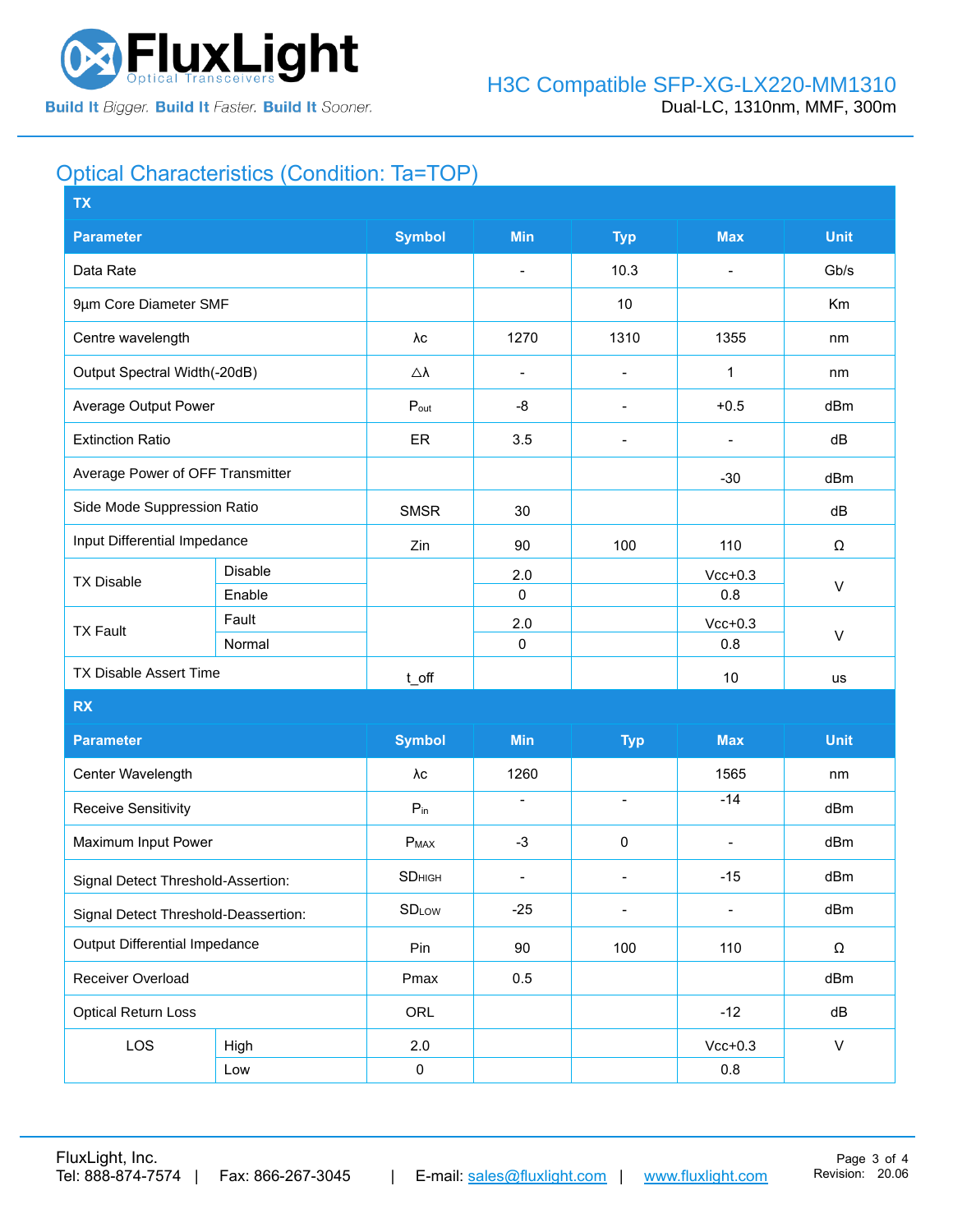## Optical Characteristics (Condition: Ta=TOP)

| Parameter | | Symbol | Min | Typ | Max | Unit |
|---|---|---|---|---|---|---|
| **TX** | | | | | | |
| Data Rate | | | - | 10.3 | - | Gb/s |
| 9µm Core Diameter SMF | | | | 10 | | Km |
| Centre wavelength | | λc | 1270 | 1310 | 1355 | nm |
| Output Spectral Width(-20dB) | | △λ | - | - | 1 | nm |
| Average Output Power | | $P_{out}$ | -8 | - | +0.5 | dBm |
| Extinction Ratio | | ER | 3.5 | - | - | dB |
| Average Power of OFF Transmitter | | | | | -30 | dBm |
| Side Mode Suppression Ratio | | SMSR | 30 | | | dB |
| Input Differential Impedance | | Zin | 90 | 100 | 110 | Ω |
| TX Disable | Disable | | 2.0 | | Vcc+0.3 | V |
| | Enable | | 0 | | 0.8 | |
| TX Fault | Fault | | 2.0 | | Vcc+0.3 | V |
| | Normal | | 0 | | 0.8 | |
| TX Disable Assert Time | | t_off | | | 10 | us |
| **RX** | | | | | | |
| Center Wavelength | | λc | 1260 | | 1565 | nm |
| Receive Sensitivity | | $P_{in}$ | - | - | -14 | dBm |
| Maximum Input Power | | $P_{MAX}$ | -3 | 0 | - | dBm |
| Signal Detect Threshold-Assertion: | | $SD_{HIGH}$ | - | - | -15 | dBm |
| Signal Detect Threshold-Deassertion: | | $SD_{LOW}$ | -25 | - | - | dBm |
| Output Differential Impedance | | Pin | 90 | 100 | 110 | Ω |
| Receiver Overload | | Pmax | 0.5 | | | dBm |
| Optical Return Loss | | ORL | | | -12 | dB |
| LOS | High | 2.0 | | | Vcc+0.3 | V |
| | Low | 0 | | | 0.8 | |

FluxLight, Inc.
Tel: 888-874-7574 | Fax: 866-267-3045 | E-mail: sales@fluxlight.com | www.fluxlight.com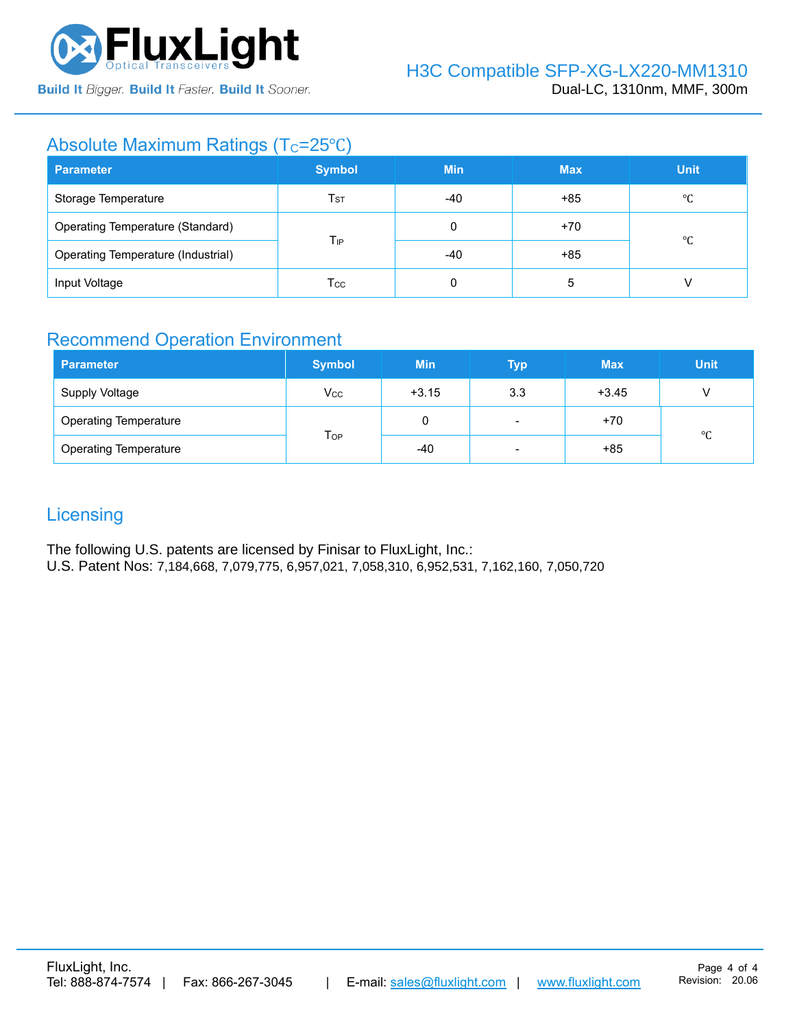## Absolute Maximum Ratings ($T_C$=25℃)

| Parameter | Symbol | Min | Max | Unit |
|---|---|---|---|---|
| Storage Temperature | $T_{ST}$ | -40 | +85 | ℃ |
| Operating Temperature (Standard) | $T_{IP}$ | 0 | +70 | ℃ |
| Operating Temperature (Industrial) | | -40 | +85 | |
| Input Voltage | $T_{CC}$ | 0 | 5 | V |

## Recommend Operation Environment

| Parameter | Symbol | Min | Typ | Max | Unit |
|---|---|---|---|---|---|
| Supply Voltage | $V_{CC}$ | +3.15 | 3.3 | +3.45 | V |
| Operating Temperature | $T_{OP}$ | 0 | - | +70 | ℃ |
| Operating Temperature | | -40 | - | +85 | |

## Licensing

The following U.S. patents are licensed by Finisar to FluxLight, Inc.:
U.S. Patent Nos: 7,184,668, 7,079,775, 6,957,021, 7,058,310, 6,952,531, 7,162,160, 7,050,720